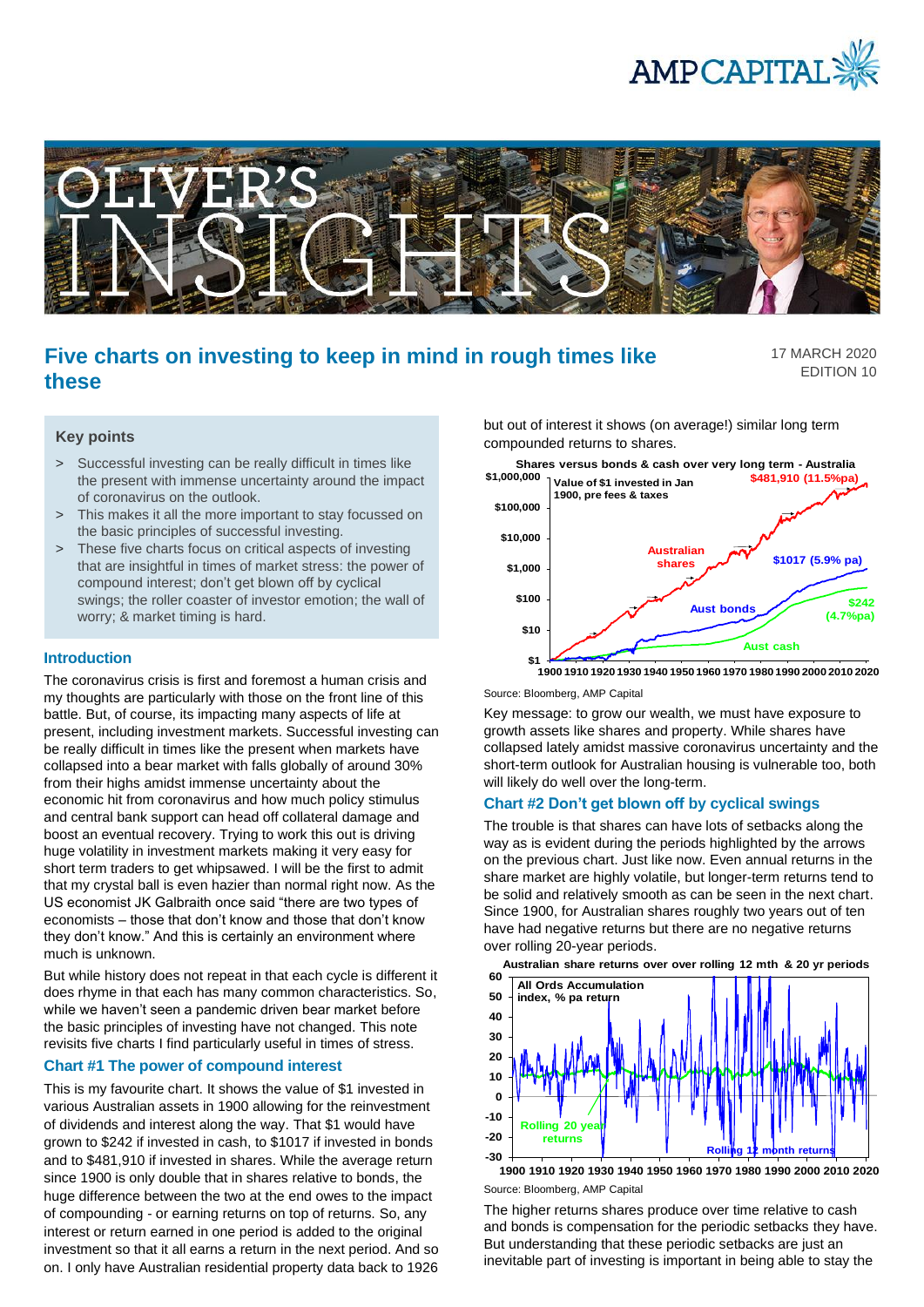# Five charts on investing to keep in mind in rough times like these

17 MARCH 2020
EDITION 10

### Key points

- Successful investing can be really difficult in times like the present with immense uncertainty around the impact of coronavirus on the outlook.
- This makes it all the more important to stay focussed on the basic principles of successful investing.
- These five charts focus on critical aspects of investing that are insightful in times of market stress: the power of compound interest; don't get blown off by cyclical swings; the roller coaster of investor emotion; the wall of worry; & market timing is hard.

### Introduction

The coronavirus crisis is first and foremost a human crisis and my thoughts are particularly with those on the front line of this battle. But, of course, its impacting many aspects of life at present, including investment markets. Successful investing can be really difficult in times like the present when markets have collapsed into a bear market with falls globally of around 30% from their highs amidst immense uncertainty about the economic hit from coronavirus and how much policy stimulus and central bank support can head off collateral damage and boost an eventual recovery. Trying to work this out is driving huge volatility in investment markets making it very easy for short term traders to get whipsawed. I will be the first to admit that my crystal ball is even hazier than normal right now. As the US economist JK Galbraith once said "there are two types of economists – those that don't know and those that don't know they don't know." And this is certainly an environment where much is unknown.

But while history does not repeat in that each cycle is different it does rhyme in that each has many common characteristics. So, while we haven't seen a pandemic driven bear market before the basic principles of investing have not changed. This note revisits five charts I find particularly useful in times of stress.

### Chart #1 The power of compound interest

This is my favourite chart. It shows the value of $1 invested in various Australian assets in 1900 allowing for the reinvestment of dividends and interest along the way. That $1 would have grown to $242 if invested in cash, to $1017 if invested in bonds and to $481,910 if invested in shares. While the average return since 1900 is only double that in shares relative to bonds, the huge difference between the two at the end owes to the impact of compounding - or earning returns on top of returns. So, any interest or return earned in one period is added to the original investment so that it all earns a return in the next period. And so on. I only have Australian residential property data back to 1926 but out of interest it shows (on average!) similar long term compounded returns to shares.

**Shares versus bonds & cash over very long term - Australia**

Value of $1 invested in Jan 1900, pre fees & taxes

Australian shares: $481,910 (11.5%pa); Aust bonds: $1017 (5.9% pa); Aust cash: $242 (4.7%pa)

Source: Bloomberg, AMP Capital

Key message: to grow our wealth, we must have exposure to growth assets like shares and property. While shares have collapsed lately amidst massive coronavirus uncertainty and the short-term outlook for Australian housing is vulnerable too, both will likely do well over the long-term.

### Chart #2 Don't get blown off by cyclical swings

The trouble is that shares can have lots of setbacks along the way as is evident during the periods highlighted by the arrows on the previous chart. Just like now. Even annual returns in the share market are highly volatile, but longer-term returns tend to be solid and relatively smooth as can be seen in the next chart. Since 1900, for Australian shares roughly two years out of ten have had negative returns but there are no negative returns over rolling 20-year periods.

**Australian share returns over over rolling 12 mth & 20 yr periods**

All Ords Accumulation index, % pa return

Rolling 20 year returns; Rolling 12 month returns

Source: Bloomberg, AMP Capital

The higher returns shares produce over time relative to cash and bonds is compensation for the periodic setbacks they have. But understanding that these periodic setbacks are just an inevitable part of investing is important in being able to stay the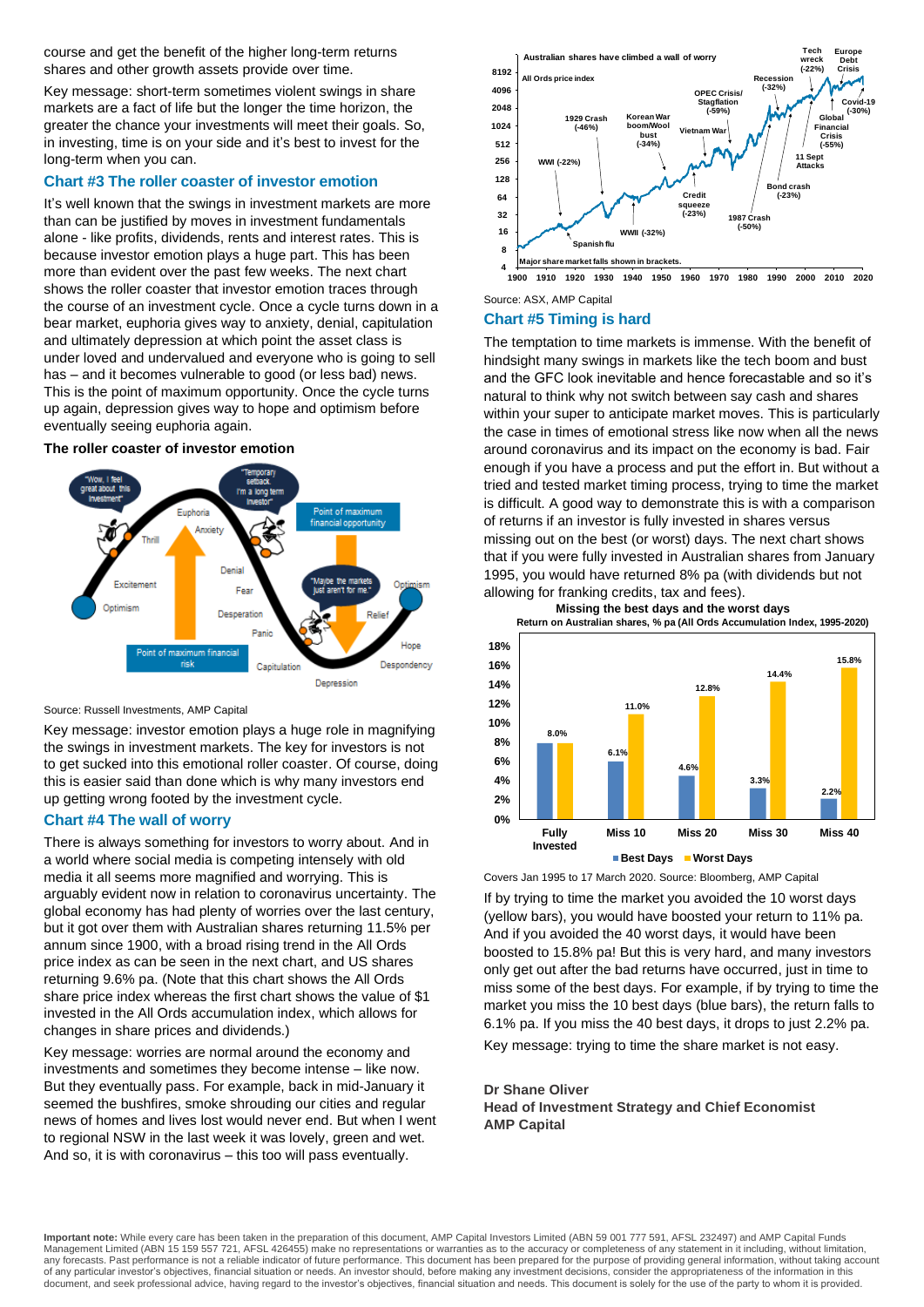course and get the benefit of the higher long-term returns shares and other growth assets provide over time.

Key message: short-term sometimes violent swings in share markets are a fact of life but the longer the time horizon, the greater the chance your investments will meet their goals. So, in investing, time is on your side and it's best to invest for the long-term when you can.

## Chart #3 The roller coaster of investor emotion

It's well known that the swings in investment markets are more than can be justified by moves in investment fundamentals alone - like profits, dividends, rents and interest rates. This is because investor emotion plays a huge part. This has been more than evident over the past few weeks. The next chart shows the roller coaster that investor emotion traces through the course of an investment cycle. Once a cycle turns down in a bear market, euphoria gives way to anxiety, denial, capitulation and ultimately depression at which point the asset class is under loved and undervalued and everyone who is going to sell has – and it becomes vulnerable to good (or less bad) news. This is the point of maximum opportunity. Once the cycle turns up again, depression gives way to hope and optimism before eventually seeing euphoria again.

**The roller coaster of investor emotion**

"Wow, I feel great about this investment"
"Temporary setback. I'm a long term investor"
Point of maximum financial opportunity
Euphoria
Anxiety
Thrill
Denial
Excitement
Fear
"Maybe the markets just aren't for me."
Optimism
Optimism
Desperation
Relief
Panic
Hope
Point of maximum financial risk
Capitulation
Despondency
Depression

Source: Russell Investments, AMP Capital

Key message: investor emotion plays a huge role in magnifying the swings in investment markets. The key for investors is not to get sucked into this emotional roller coaster. Of course, doing this is easier said than done which is why many investors end up getting wrong footed by the investment cycle.

## Chart #4 The wall of worry

There is always something for investors to worry about. And in a world where social media is competing intensely with old media it all seems more magnified and worrying. This is arguably evident now in relation to coronavirus uncertainty. The global economy has had plenty of worries over the last century, but it got over them with Australian shares returning 11.5% per annum since 1900, with a broad rising trend in the All Ords price index as can be seen in the next chart, and US shares returning 9.6% pa. (Note that this chart shows the All Ords share price index whereas the first chart shows the value of $1 invested in the All Ords accumulation index, which allows for changes in share prices and dividends.)

Key message: worries are normal around the economy and investments and sometimes they become intense – like now. But they eventually pass. For example, back in mid-January it seemed the bushfires, smoke shrouding our cities and regular news of homes and lives lost would never end. But when I went to regional NSW in the last week it was lovely, green and wet. And so, it is with coronavirus – this too will pass eventually.

Australian shares have climbed a wall of worry
All Ords price index
8192
4096
2048
1024
512
256
128
64
32
16
8
4
1900 1910 1920 1930 1940 1950 1960 1970 1980 1990 2000 2010 2020
WWI (-22%)
Spanish flu
1929 Crash (-46%)
WWII (-32%)
Korean War boom/Wool bust (-34%)
Credit squeeze (-23%)
Vietnam War
OPEC Crisis/ Stagflation (-59%)
1987 Crash (-50%)
Recession (-32%)
Bond crash (-23%)
11 Sept Attacks
Tech wreck (-22%)
Europe Debt Crisis
Global Financial Crisis (-55%)
Covid-19 (-30%)
Major share market falls shown in brackets.

Source: ASX, AMP Capital

## Chart #5 Timing is hard

The temptation to time markets is immense. With the benefit of hindsight many swings in markets like the tech boom and bust and the GFC look inevitable and hence forecastable and so it's natural to think why not switch between say cash and shares within your super to anticipate market moves. This is particularly the case in times of emotional stress like now when all the news around coronavirus and its impact on the economy is bad. Fair enough if you have a process and put the effort in. But without a tried and tested market timing process, trying to time the market is difficult. A good way to demonstrate this is with a comparison of returns if an investor is fully invested in shares versus missing out on the best (or worst) days. The next chart shows that if you were fully invested in Australian shares from January 1995, you would have returned 8% pa (with dividends but not allowing for franking credits, tax and fees).

**Missing the best days and the worst days**
**Return on Australian shares, % pa (All Ords Accumulation Index, 1995-2020)**

18%
16%
14%
12%
10%
8%
6%
4%
2%
0%
Fully Invested: 8.0%
Miss 10: 6.1%, 11.0%
Miss 20: 4.6%, 12.8%
Miss 30: 3.3%, 14.4%
Miss 40: 2.2%, 15.8%
Best Days
Worst Days

Covers Jan 1995 to 17 March 2020. Source: Bloomberg, AMP Capital

If by trying to time the market you avoided the 10 worst days (yellow bars), you would have boosted your return to 11% pa. And if you avoided the 40 worst days, it would have been boosted to 15.8% pa! But this is very hard, and many investors only get out after the bad returns have occurred, just in time to miss some of the best days. For example, if by trying to time the market you miss the 10 best days (blue bars), the return falls to 6.1% pa. If you miss the 40 best days, it drops to just 2.2% pa.

Key message: trying to time the share market is not easy.

**Dr Shane Oliver**
**Head of Investment Strategy and Chief Economist**
**AMP Capital**

**Important note:** While every care has been taken in the preparation of this document, AMP Capital Investors Limited (ABN 59 001 777 591, AFSL 232497) and AMP Capital Funds Management Limited (ABN 15 159 557 721, AFSL 426455) make no representations or warranties as to the accuracy or completeness of any statement in it including, without limitation, any forecasts. Past performance is not a reliable indicator of future performance. This document has been prepared for the purpose of providing general information, without taking account of any particular investor's objectives, financial situation or needs. An investor should, before making any investment decisions, consider the appropriateness of the information in this document, and seek professional advice, having regard to the investor's objectives, financial situation and needs. This document is solely for the use of the party to whom it is provided.